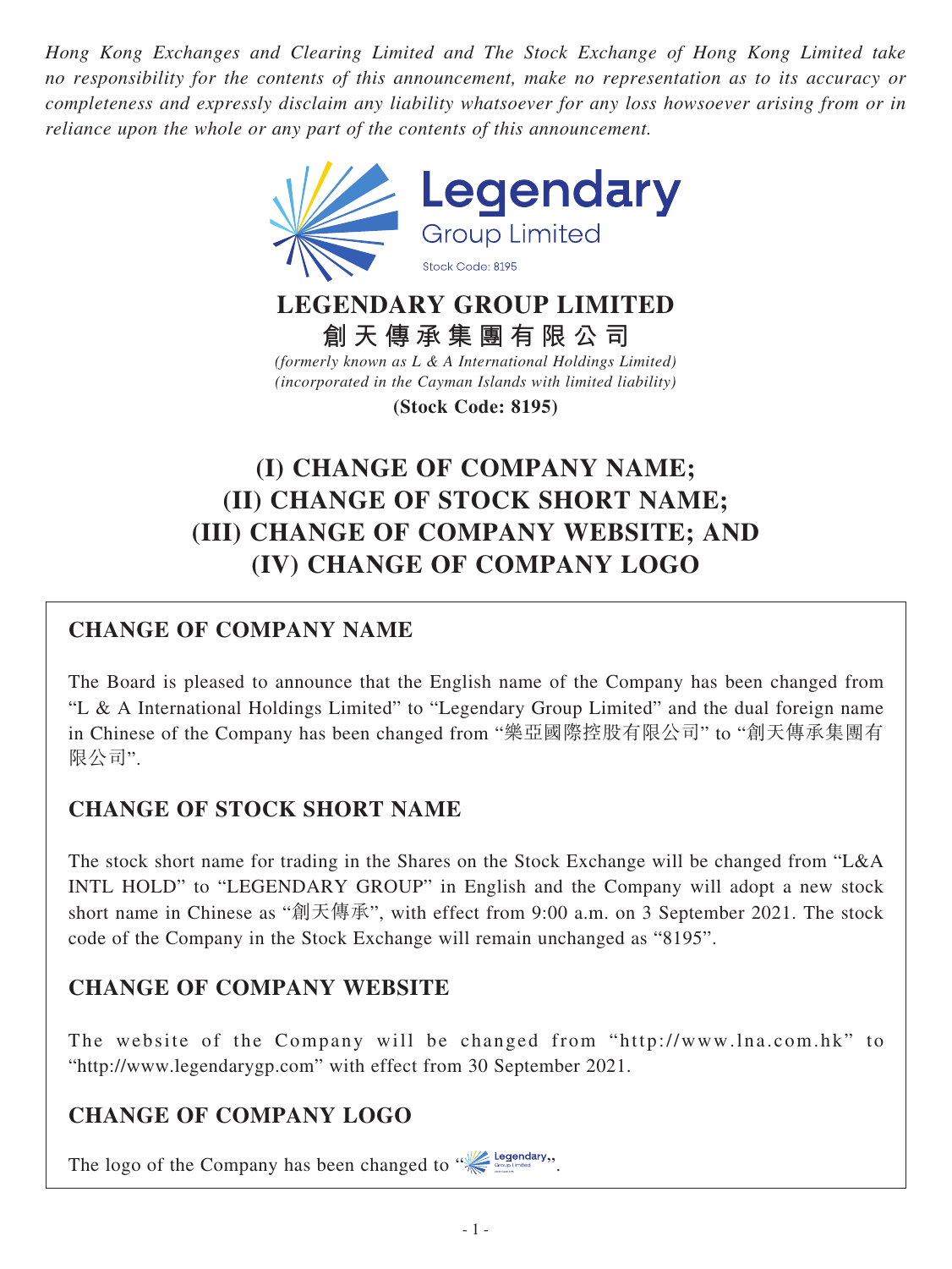*Hong Kong Exchanges and Clearing Limited and The Stock Exchange of Hong Kong Limited take no responsibility for the contents of this announcement, make no representation as to its accuracy or completeness and expressly disclaim any liability whatsoever for any loss howsoever arising from or in reliance upon the whole or any part of the contents of this announcement.*

Legendary Group Limited
Stock Code: 8195

# LEGENDARY GROUP LIMITED
# 創天傳承集團有限公司

*(formerly known as L & A International Holdings Limited)*
*(incorporated in the Cayman Islands with limited liability)*

**(Stock Code: 8195)**

# (I) CHANGE OF COMPANY NAME; (II) CHANGE OF STOCK SHORT NAME; (III) CHANGE OF COMPANY WEBSITE; AND (IV) CHANGE OF COMPANY LOGO

## CHANGE OF COMPANY NAME

The Board is pleased to announce that the English name of the Company has been changed from "L & A International Holdings Limited" to "Legendary Group Limited" and the dual foreign name in Chinese of the Company has been changed from "樂亞國際控股有限公司" to "創天傳承集團有限公司".

## CHANGE OF STOCK SHORT NAME

The stock short name for trading in the Shares on the Stock Exchange will be changed from "L&A INTL HOLD" to "LEGENDARY GROUP" in English and the Company will adopt a new stock short name in Chinese as "創天傳承", with effect from 9:00 a.m. on 3 September 2021. The stock code of the Company in the Stock Exchange will remain unchanged as "8195".

## CHANGE OF COMPANY WEBSITE

The website of the Company will be changed from "http://www.lna.com.hk" to "http://www.legendarygp.com" with effect from 30 September 2021.

## CHANGE OF COMPANY LOGO

The logo of the Company has been changed to "Legendary Group Limited".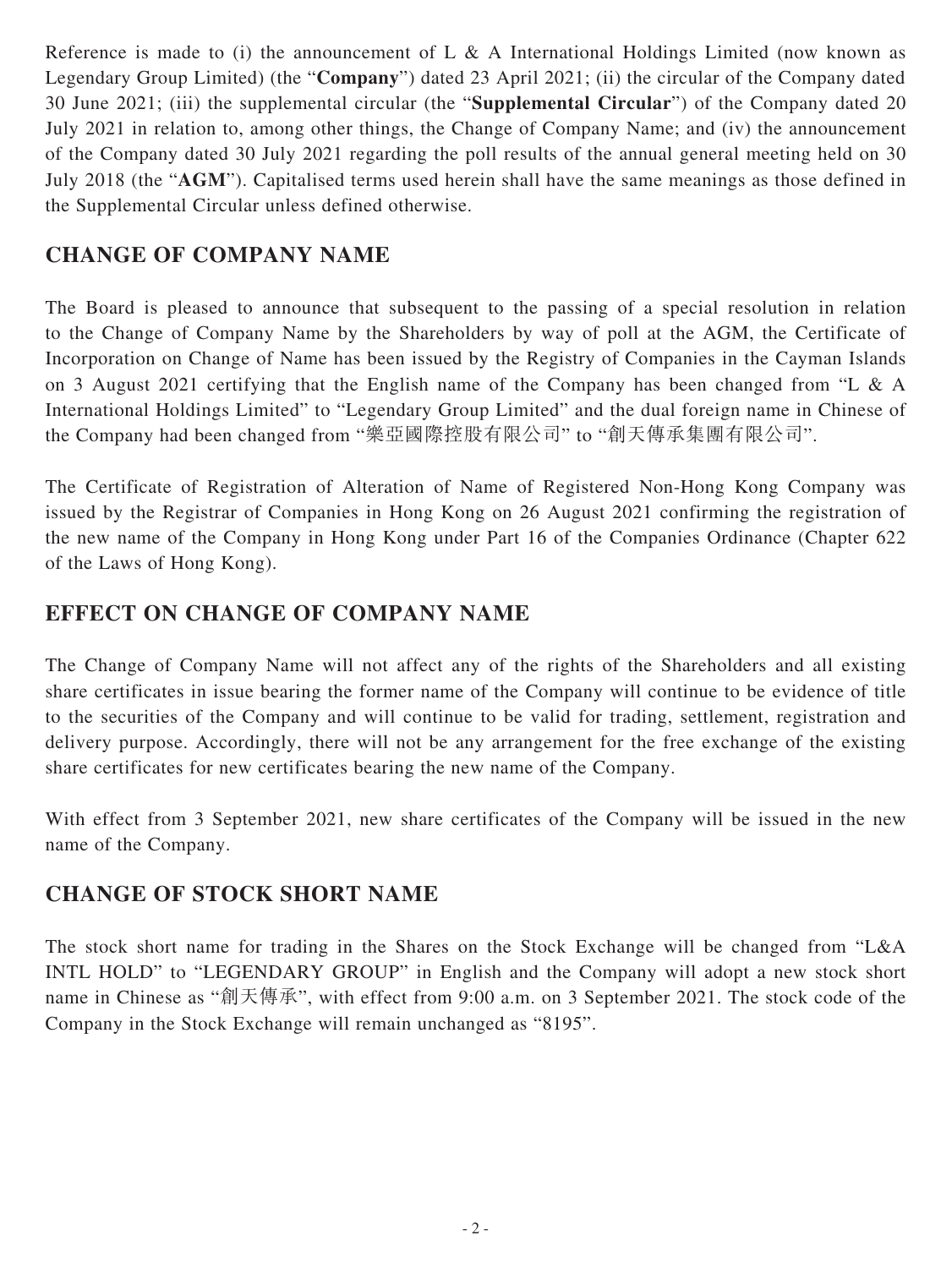Reference is made to (i) the announcement of L & A International Holdings Limited (now known as Legendary Group Limited) (the "**Company**") dated 23 April 2021; (ii) the circular of the Company dated 30 June 2021; (iii) the supplemental circular (the "**Supplemental Circular**") of the Company dated 20 July 2021 in relation to, among other things, the Change of Company Name; and (iv) the announcement of the Company dated 30 July 2021 regarding the poll results of the annual general meeting held on 30 July 2018 (the "**AGM**"). Capitalised terms used herein shall have the same meanings as those defined in the Supplemental Circular unless defined otherwise.

## CHANGE OF COMPANY NAME

The Board is pleased to announce that subsequent to the passing of a special resolution in relation to the Change of Company Name by the Shareholders by way of poll at the AGM, the Certificate of Incorporation on Change of Name has been issued by the Registry of Companies in the Cayman Islands on 3 August 2021 certifying that the English name of the Company has been changed from "L & A International Holdings Limited" to "Legendary Group Limited" and the dual foreign name in Chinese of the Company had been changed from "樂亞國際控股有限公司" to "創天傳承集團有限公司".

The Certificate of Registration of Alteration of Name of Registered Non-Hong Kong Company was issued by the Registrar of Companies in Hong Kong on 26 August 2021 confirming the registration of the new name of the Company in Hong Kong under Part 16 of the Companies Ordinance (Chapter 622 of the Laws of Hong Kong).

## EFFECT ON CHANGE OF COMPANY NAME

The Change of Company Name will not affect any of the rights of the Shareholders and all existing share certificates in issue bearing the former name of the Company will continue to be evidence of title to the securities of the Company and will continue to be valid for trading, settlement, registration and delivery purpose. Accordingly, there will not be any arrangement for the free exchange of the existing share certificates for new certificates bearing the new name of the Company.

With effect from 3 September 2021, new share certificates of the Company will be issued in the new name of the Company.

## CHANGE OF STOCK SHORT NAME

The stock short name for trading in the Shares on the Stock Exchange will be changed from "L&A INTL HOLD" to "LEGENDARY GROUP" in English and the Company will adopt a new stock short name in Chinese as "創天傳承", with effect from 9:00 a.m. on 3 September 2021. The stock code of the Company in the Stock Exchange will remain unchanged as "8195".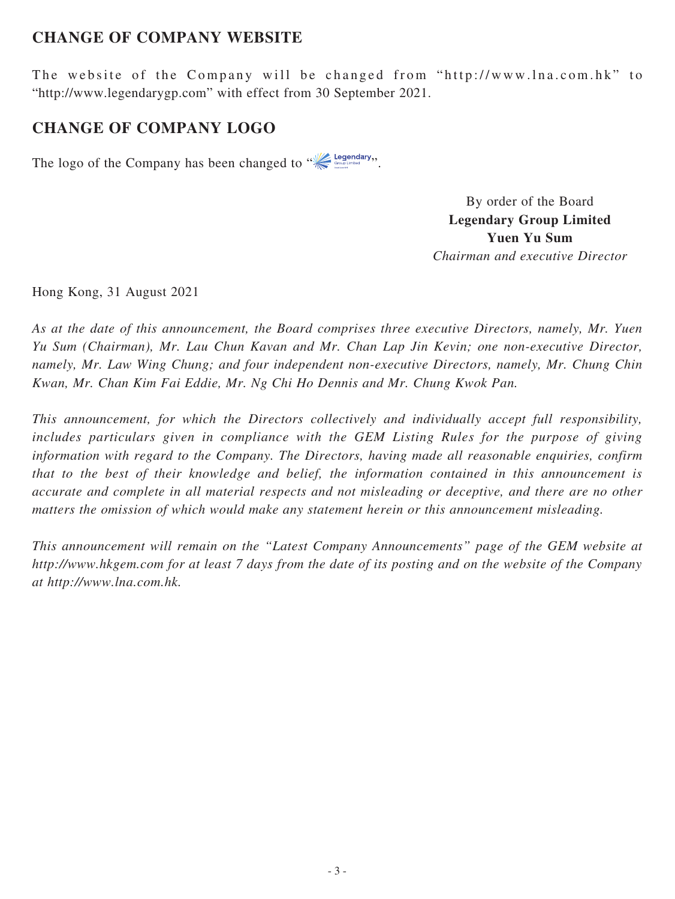## CHANGE OF COMPANY WEBSITE

The website of the Company will be changed from "http://www.lna.com.hk" to "http://www.legendarygp.com" with effect from 30 September 2021.

## CHANGE OF COMPANY LOGO

The logo of the Company has been changed to "Legendary Group Limited".

By order of the Board
**Legendary Group Limited**
**Yuen Yu Sum**
*Chairman and executive Director*

Hong Kong, 31 August 2021

*As at the date of this announcement, the Board comprises three executive Directors, namely, Mr. Yuen Yu Sum (Chairman), Mr. Lau Chun Kavan and Mr. Chan Lap Jin Kevin; one non-executive Director, namely, Mr. Law Wing Chung; and four independent non-executive Directors, namely, Mr. Chung Chin Kwan, Mr. Chan Kim Fai Eddie, Mr. Ng Chi Ho Dennis and Mr. Chung Kwok Pan.*

*This announcement, for which the Directors collectively and individually accept full responsibility, includes particulars given in compliance with the GEM Listing Rules for the purpose of giving information with regard to the Company. The Directors, having made all reasonable enquiries, confirm that to the best of their knowledge and belief, the information contained in this announcement is accurate and complete in all material respects and not misleading or deceptive, and there are no other matters the omission of which would make any statement herein or this announcement misleading.*

*This announcement will remain on the "Latest Company Announcements" page of the GEM website at http://www.hkgem.com for at least 7 days from the date of its posting and on the website of the Company at http://www.lna.com.hk.*